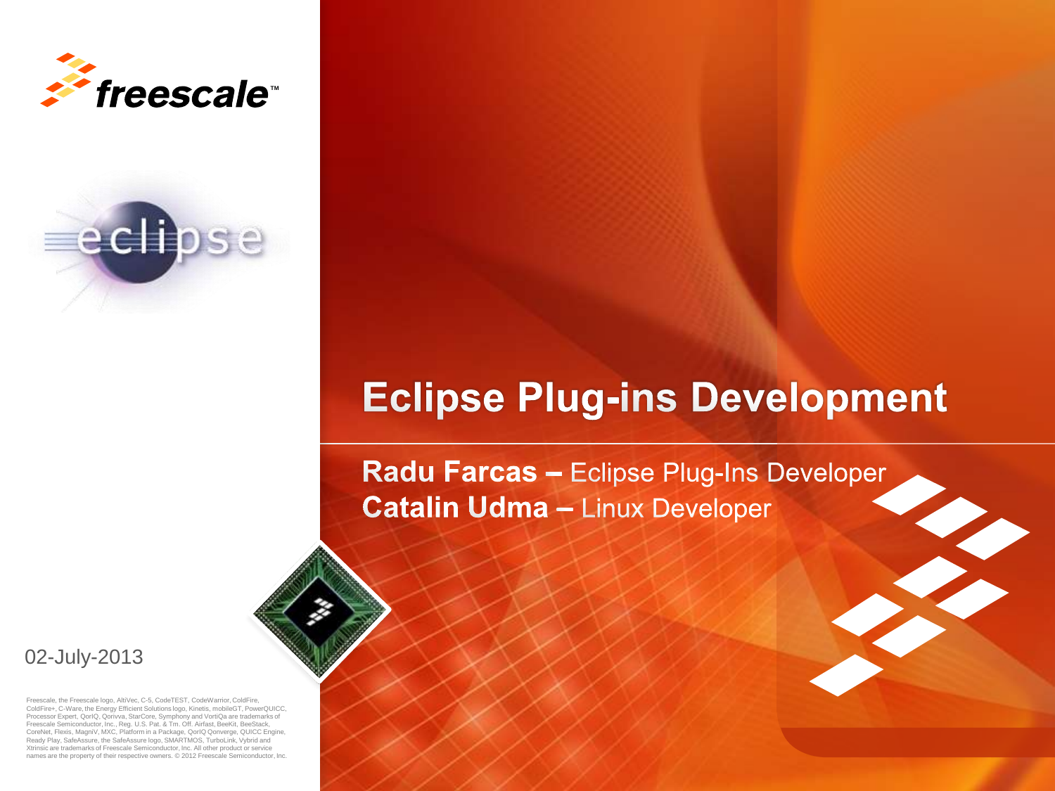# Eclipse Plug-ins Development

**Radu Farcas –** Eclipse Plug-Ins Developer
**Catalin Udma –** Linux Developer

02-July-2013

Freescale, the Freescale logo, AltiVec, C-5, CodeTEST, CodeWarrior, ColdFire, ColdFire+, C-Ware, the Energy Efficient Solutions logo, Kinetis, mobileGT, PowerQUICC, Processor Expert, QorIQ, Qorivva, StarCore, Symphony and VortiQa are trademarks of Freescale Semiconductor, Inc., Reg. U.S. Pat. & Tm. Off. Airfast, BeeKit, BeeStack, CoreNet, Flexis, MagniV, MXC, Platform in a Package, QorIQ Qonverge, QUICC Engine, Ready Play, SafeAssure, the SafeAssure logo, SMARTMOS, TurboLink, Vybrid and Xtrinsic are trademarks of Freescale Semiconductor, Inc. All other product or service names are the property of their respective owners. © 2012 Freescale Semiconductor, Inc.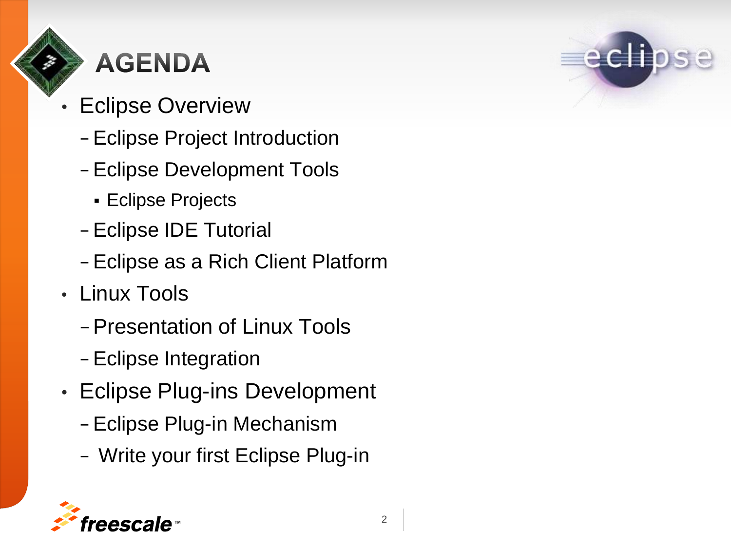# AGENDA

- Eclipse Overview
  - Eclipse Project Introduction
  - Eclipse Development Tools
    - Eclipse Projects
  - Eclipse IDE Tutorial
  - Eclipse as a Rich Client Platform
- Linux Tools
  - Presentation of Linux Tools
  - Eclipse Integration
- Eclipse Plug-ins Development
  - Eclipse Plug-in Mechanism
  - Write your first Eclipse Plug-in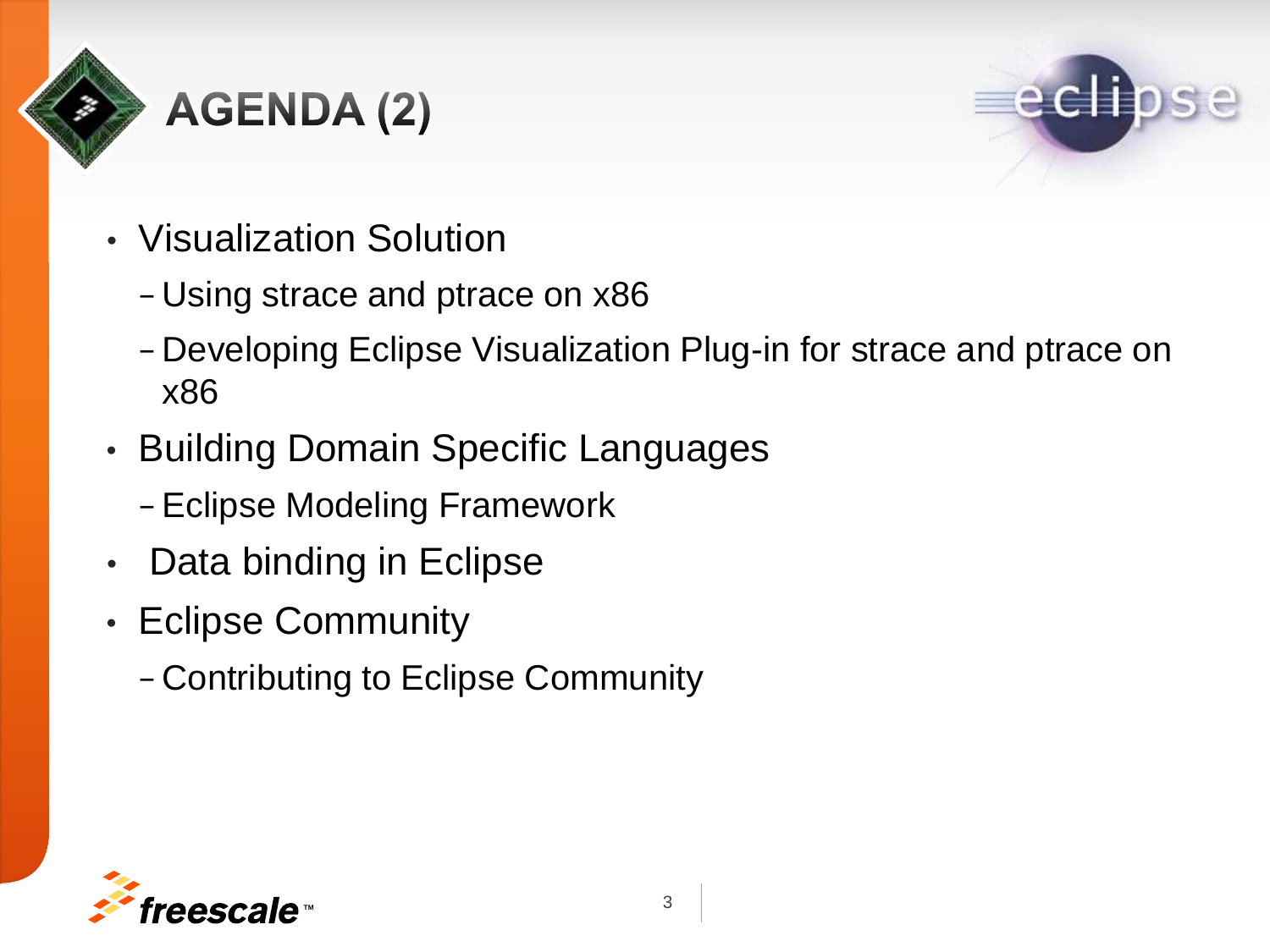# AGENDA (2)

- Visualization Solution
  - Using strace and ptrace on x86
  - Developing Eclipse Visualization Plug-in for strace and ptrace on x86
- Building Domain Specific Languages
  - Eclipse Modeling Framework
- Data binding in Eclipse
- Eclipse Community
  - Contributing to Eclipse Community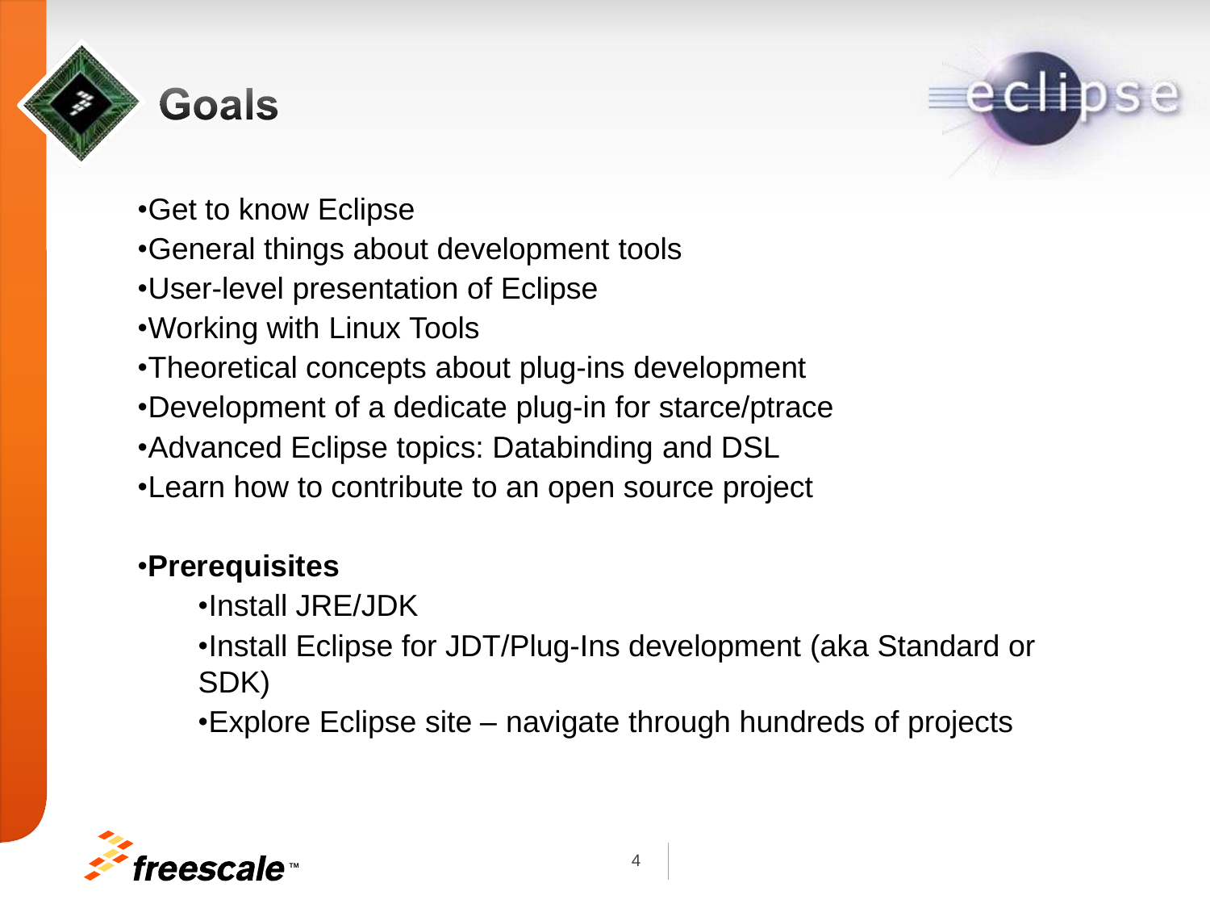# Goals

- Get to know Eclipse
- General things about development tools
- User-level presentation of Eclipse
- Working with Linux Tools
- Theoretical concepts about plug-ins development
- Development of a dedicate plug-in for starce/ptrace
- Advanced Eclipse topics: Databinding and DSL
- Learn how to contribute to an open source project

- **Prerequisites**
  - Install JRE/JDK
  - Install Eclipse for JDT/Plug-Ins development (aka Standard or SDK)
  - Explore Eclipse site – navigate through hundreds of projects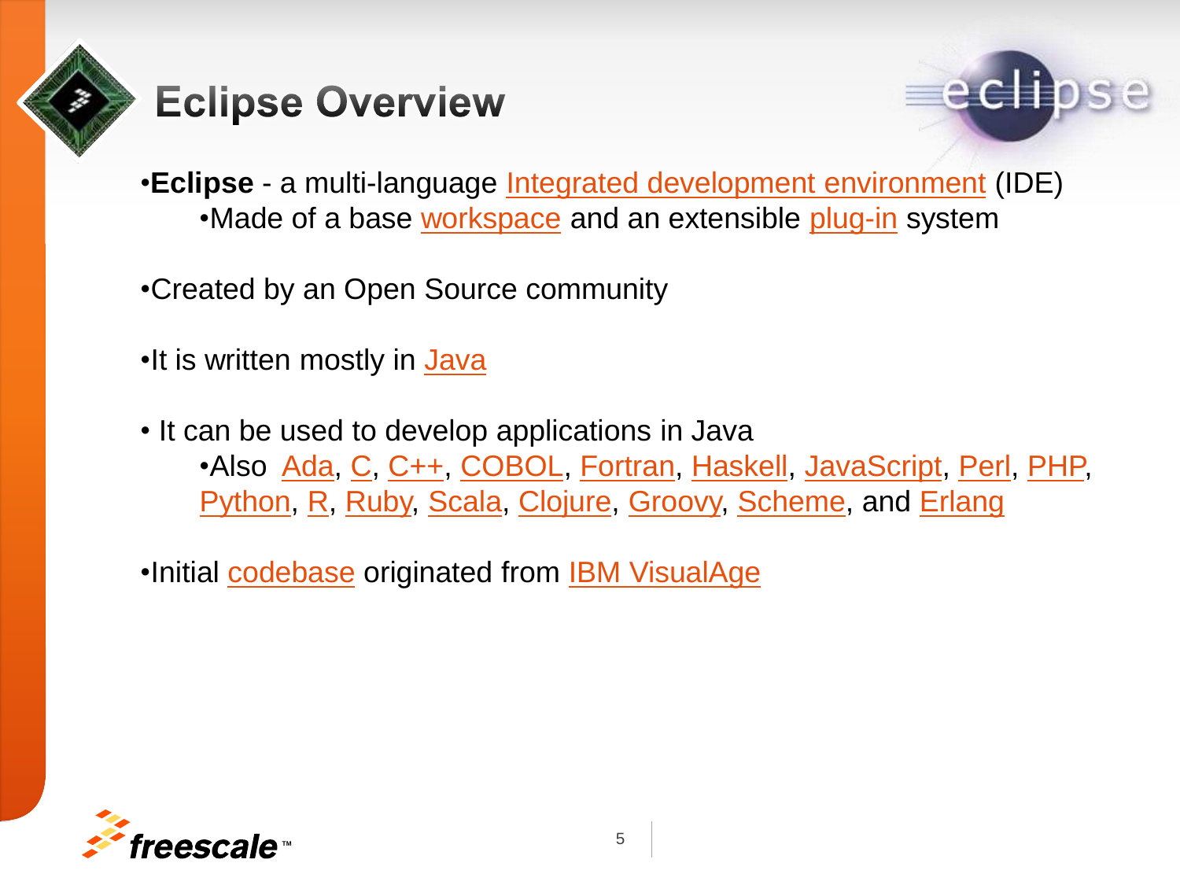# Eclipse Overview

- **Eclipse** - a multi-language Integrated development environment (IDE)
  - Made of a base workspace and an extensible plug-in system

- Created by an Open Source community

- It is written mostly in Java

- It can be used to develop applications in Java
  - Also Ada, C, C++, COBOL, Fortran, Haskell, JavaScript, Perl, PHP, Python, R, Ruby, Scala, Clojure, Groovy, Scheme, and Erlang

- Initial codebase originated from IBM VisualAge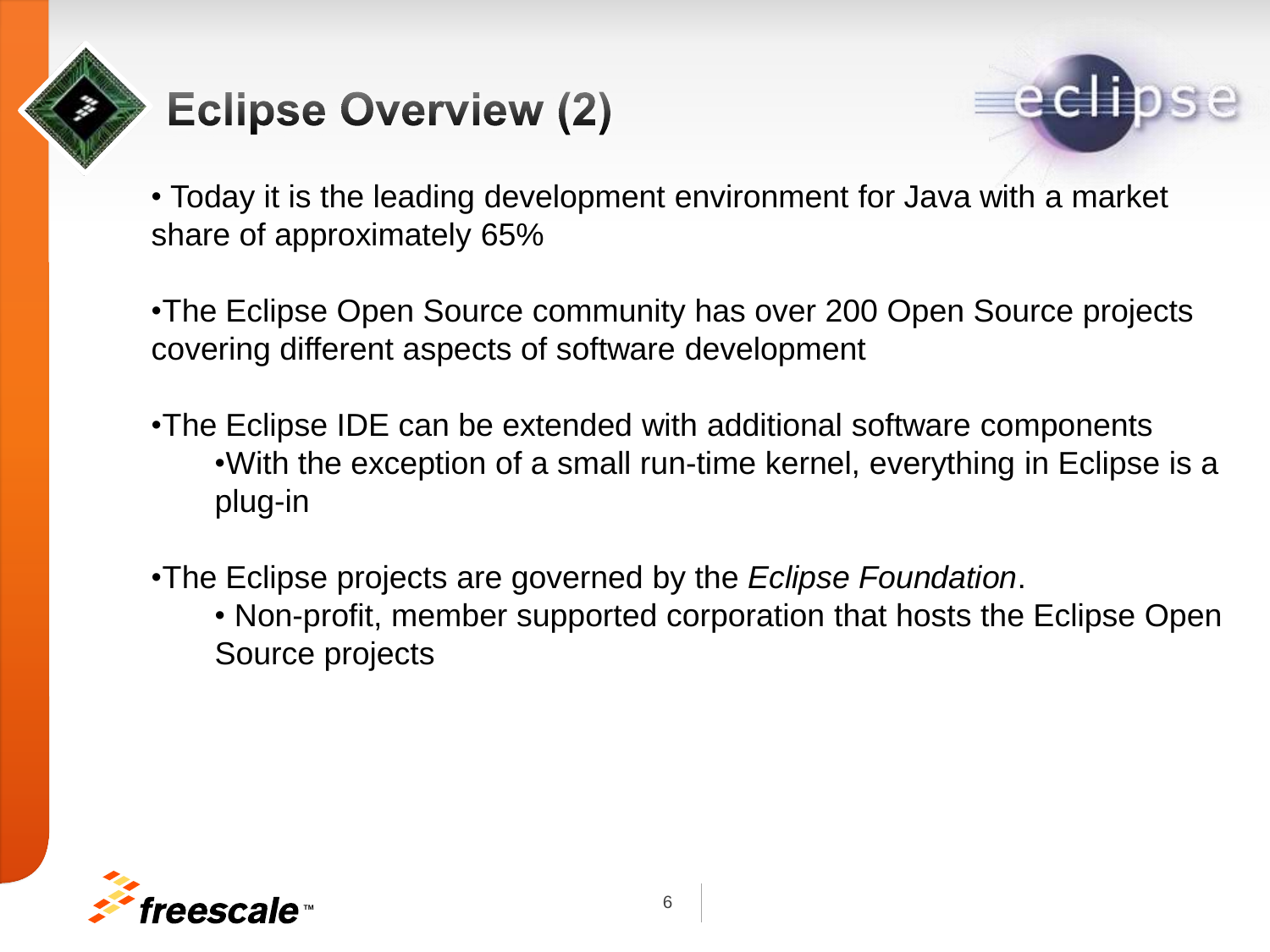# Eclipse Overview (2)

- Today it is the leading development environment for Java with a market share of approximately 65%

- The Eclipse Open Source community has over 200 Open Source projects covering different aspects of software development

- The Eclipse IDE can be extended with additional software components
  - With the exception of a small run-time kernel, everything in Eclipse is a plug-in

- The Eclipse projects are governed by the *Eclipse Foundation*.
  - Non-profit, member supported corporation that hosts the Eclipse Open Source projects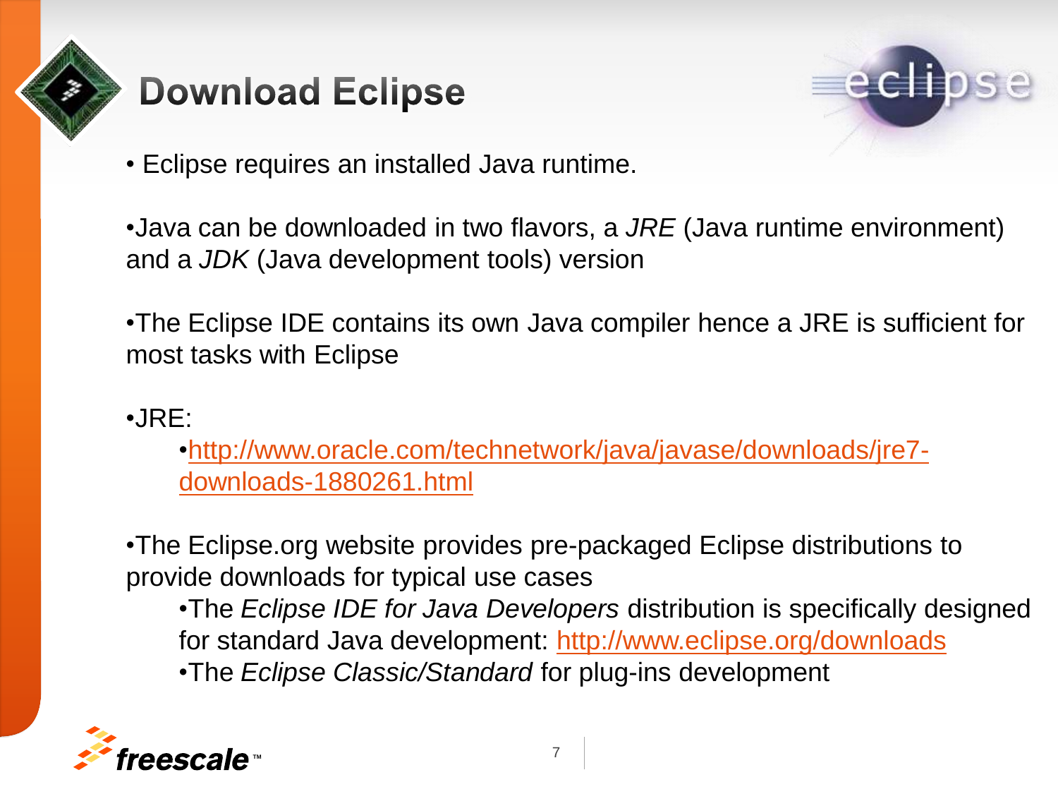# Download Eclipse

- Eclipse requires an installed Java runtime.
- Java can be downloaded in two flavors, a *JRE* (Java runtime environment) and a *JDK* (Java development tools) version
- The Eclipse IDE contains its own Java compiler hence a JRE is sufficient for most tasks with Eclipse
- JRE:
  - http://www.oracle.com/technetwork/java/javase/downloads/jre7-downloads-1880261.html
- The Eclipse.org website provides pre-packaged Eclipse distributions to provide downloads for typical use cases
  - The *Eclipse IDE for Java Developers* distribution is specifically designed for standard Java development: http://www.eclipse.org/downloads
  - The *Eclipse Classic/Standard* for plug-ins development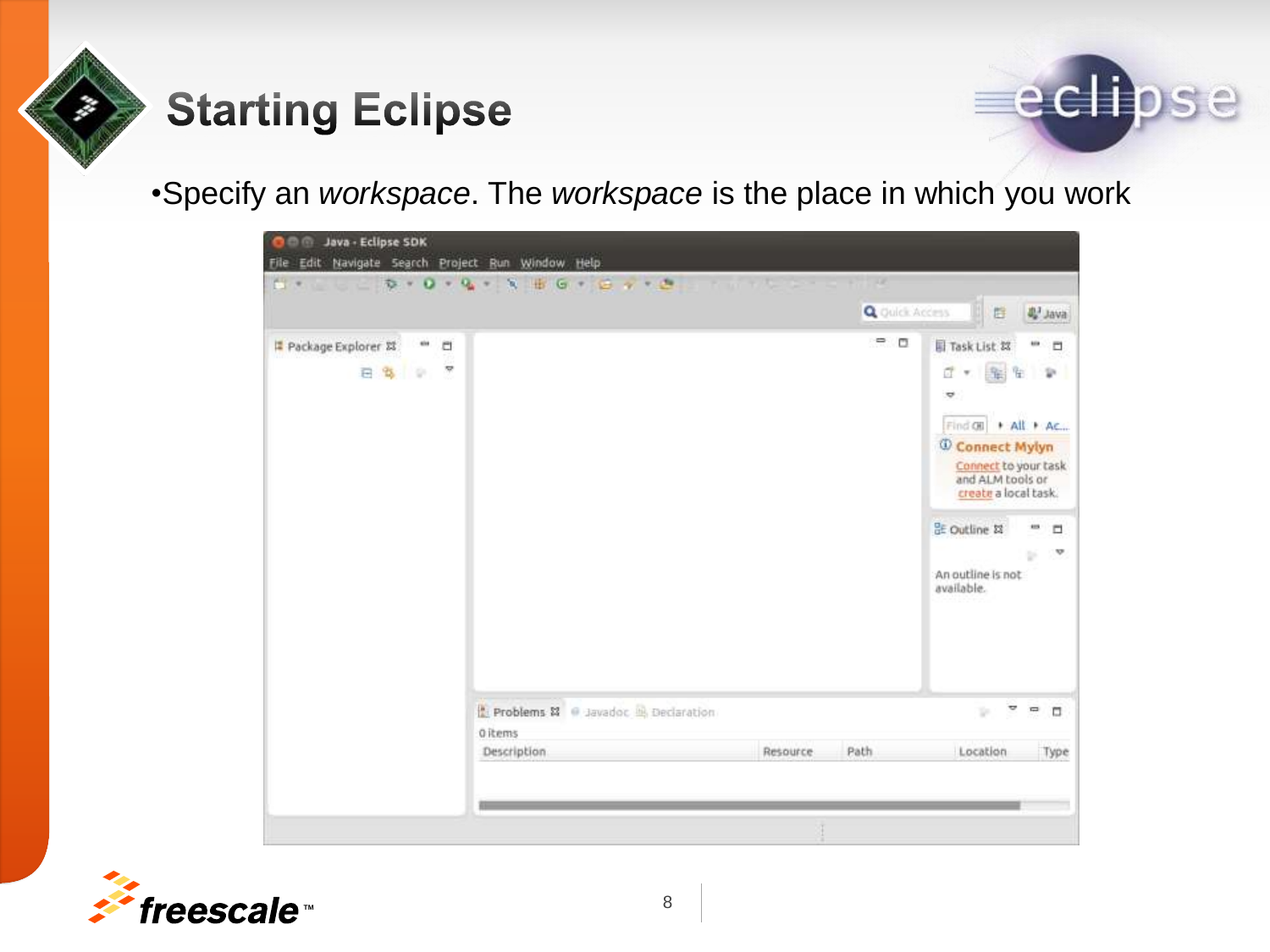# Starting Eclipse

- Specify an *workspace*. The *workspace* is the place in which you work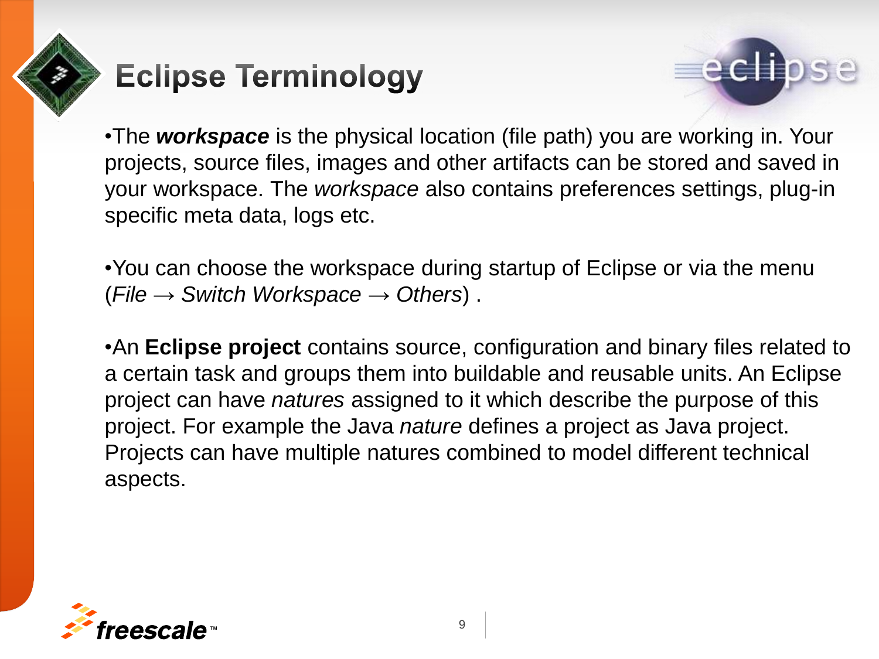# Eclipse Terminology

- The ***workspace*** is the physical location (file path) you are working in. Your projects, source files, images and other artifacts can be stored and saved in your workspace. The *workspace* also contains preferences settings, plug-in specific meta data, logs etc.

- You can choose the workspace during startup of Eclipse or via the menu (*File → Switch Workspace → Others*) .

- An **Eclipse project** contains source, configuration and binary files related to a certain task and groups them into buildable and reusable units. An Eclipse project can have *natures* assigned to it which describe the purpose of this project. For example the Java *nature* defines a project as Java project. Projects can have multiple natures combined to model different technical aspects.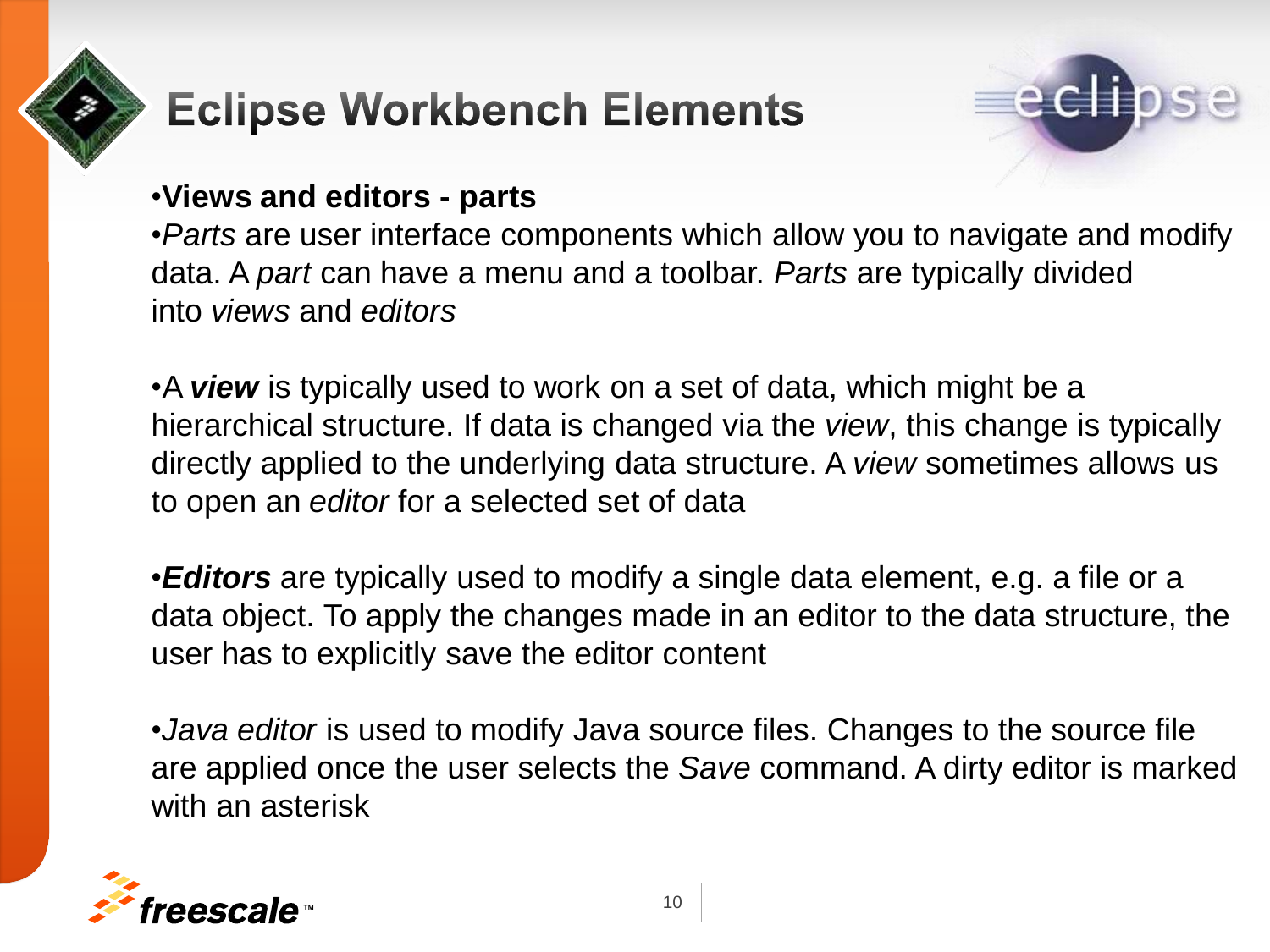# Eclipse Workbench Elements

- **Views and editors - parts**
- *Parts* are user interface components which allow you to navigate and modify data. A *part* can have a menu and a toolbar. *Parts* are typically divided into *views* and *editors*

- A ***view*** is typically used to work on a set of data, which might be a hierarchical structure. If data is changed via the *view*, this change is typically directly applied to the underlying data structure. A *view* sometimes allows us to open an *editor* for a selected set of data

- ***Editors*** are typically used to modify a single data element, e.g. a file or a data object. To apply the changes made in an editor to the data structure, the user has to explicitly save the editor content

- *Java editor* is used to modify Java source files. Changes to the source file are applied once the user selects the *Save* command. A dirty editor is marked with an asterisk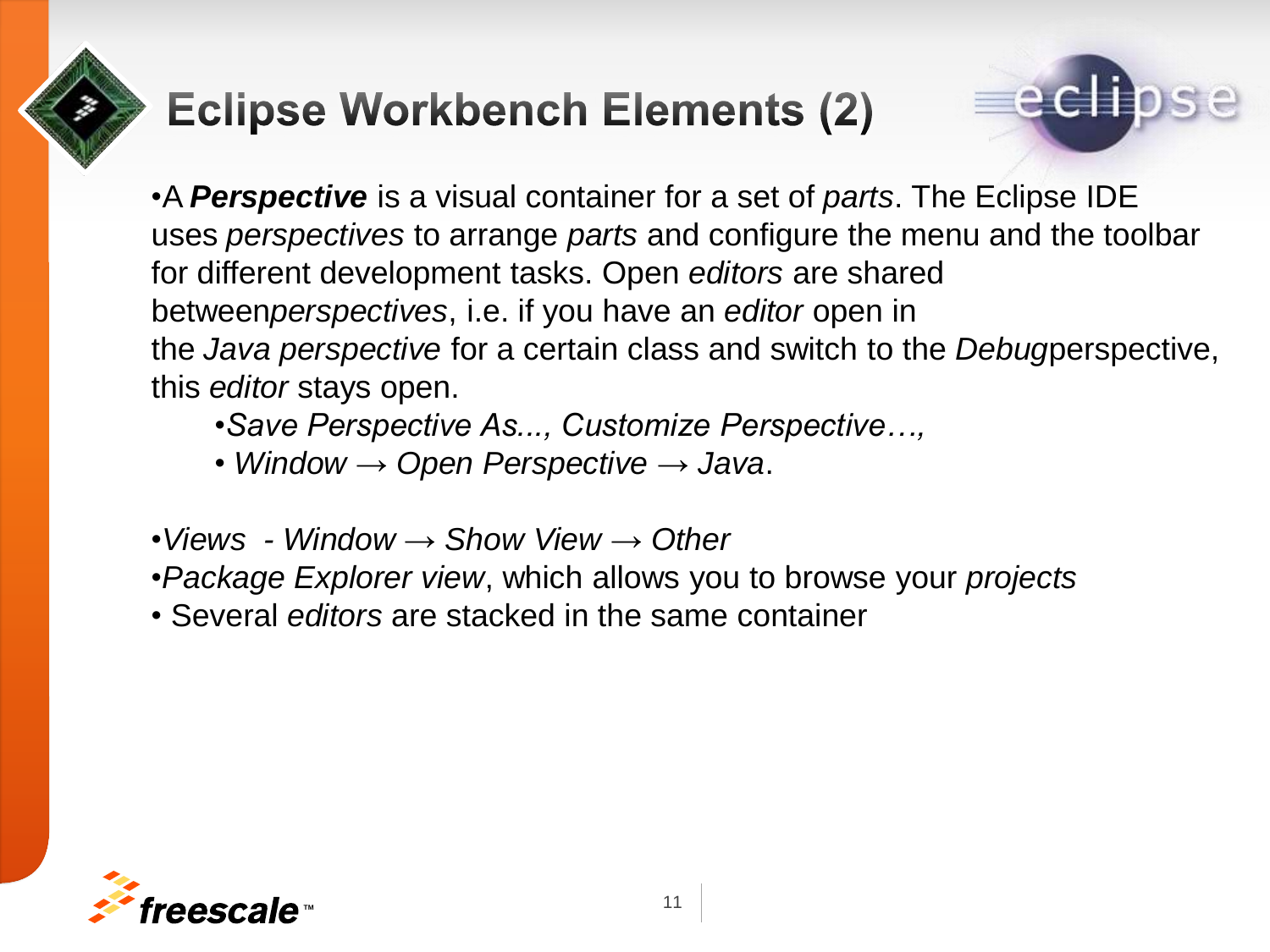# Eclipse Workbench Elements (2)

- A ***Perspective*** is a visual container for a set of *parts*. The Eclipse IDE uses *perspectives* to arrange *parts* and configure the menu and the toolbar for different development tasks. Open *editors* are shared between*perspectives*, i.e. if you have an *editor* open in the *Java perspective* for a certain class and switch to the *Debug*perspective, this *editor* stays open.
  - *Save Perspective As..., Customize Perspective…,*
  - *Window → Open Perspective → Java*.

- *Views - Window → Show View → Other*
- *Package Explorer view*, which allows you to browse your *projects*
- Several *editors* are stacked in the same container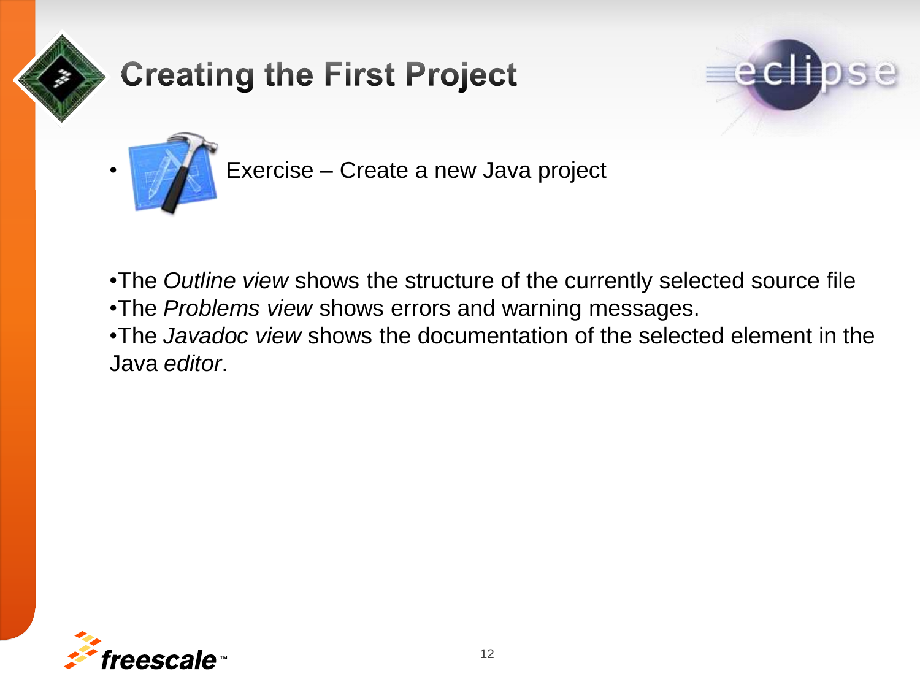# Creating the First Project

- Exercise – Create a new Java project

- The *Outline view* shows the structure of the currently selected source file
- The *Problems view* shows errors and warning messages.
- The *Javadoc view* shows the documentation of the selected element in the Java *editor*.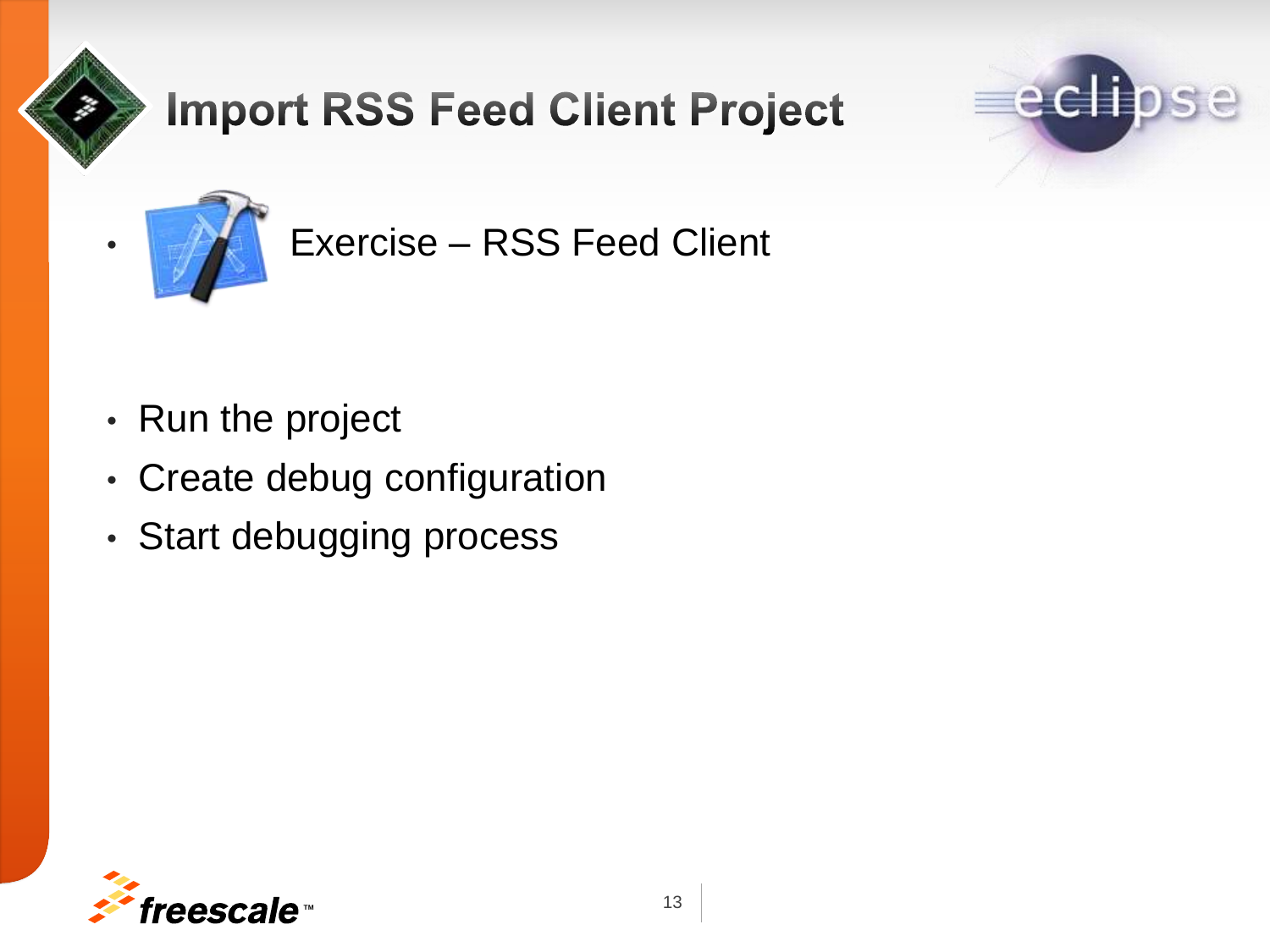# Import RSS Feed Client Project

- Exercise – RSS Feed Client

- Run the project
- Create debug configuration
- Start debugging process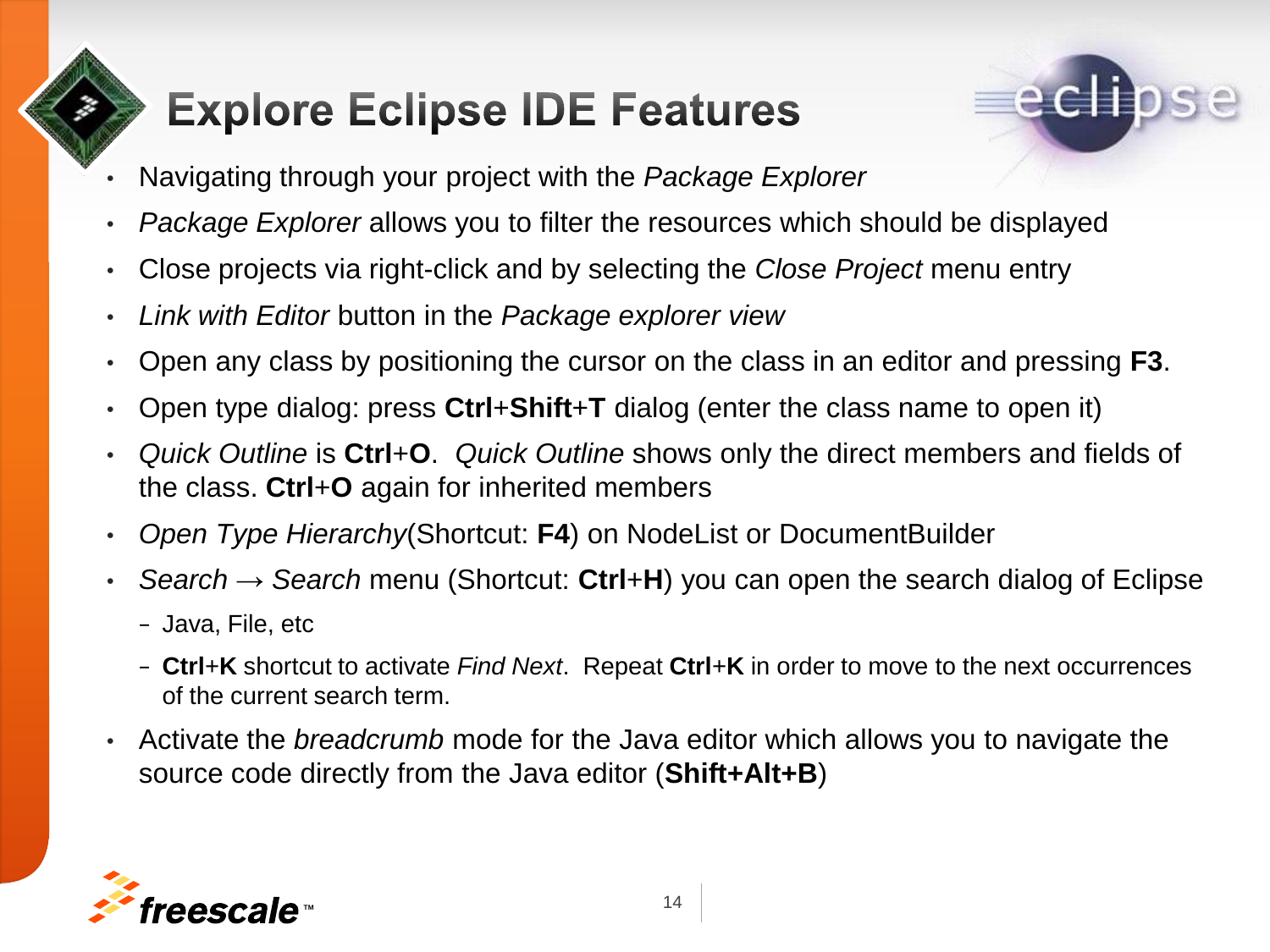# Explore Eclipse IDE Features

- Navigating through your project with the *Package Explorer*
- *Package Explorer* allows you to filter the resources which should be displayed
- Close projects via right-click and by selecting the *Close Project* menu entry
- *Link with Editor* button in the *Package explorer view*
- Open any class by positioning the cursor on the class in an editor and pressing **F3**.
- Open type dialog: press **Ctrl**+**Shift**+**T** dialog (enter the class name to open it)
- *Quick Outline* is **Ctrl**+**O**. *Quick Outline* shows only the direct members and fields of the class. **Ctrl**+**O** again for inherited members
- *Open Type Hierarchy*(Shortcut: **F4**) on NodeList or DocumentBuilder
- *Search* → *Search* menu (Shortcut: **Ctrl**+**H**) you can open the search dialog of Eclipse
  - Java, File, etc
  - **Ctrl**+**K** shortcut to activate *Find Next*. Repeat **Ctrl**+**K** in order to move to the next occurrences of the current search term.
- Activate the *breadcrumb* mode for the Java editor which allows you to navigate the source code directly from the Java editor (**Shift+Alt+B**)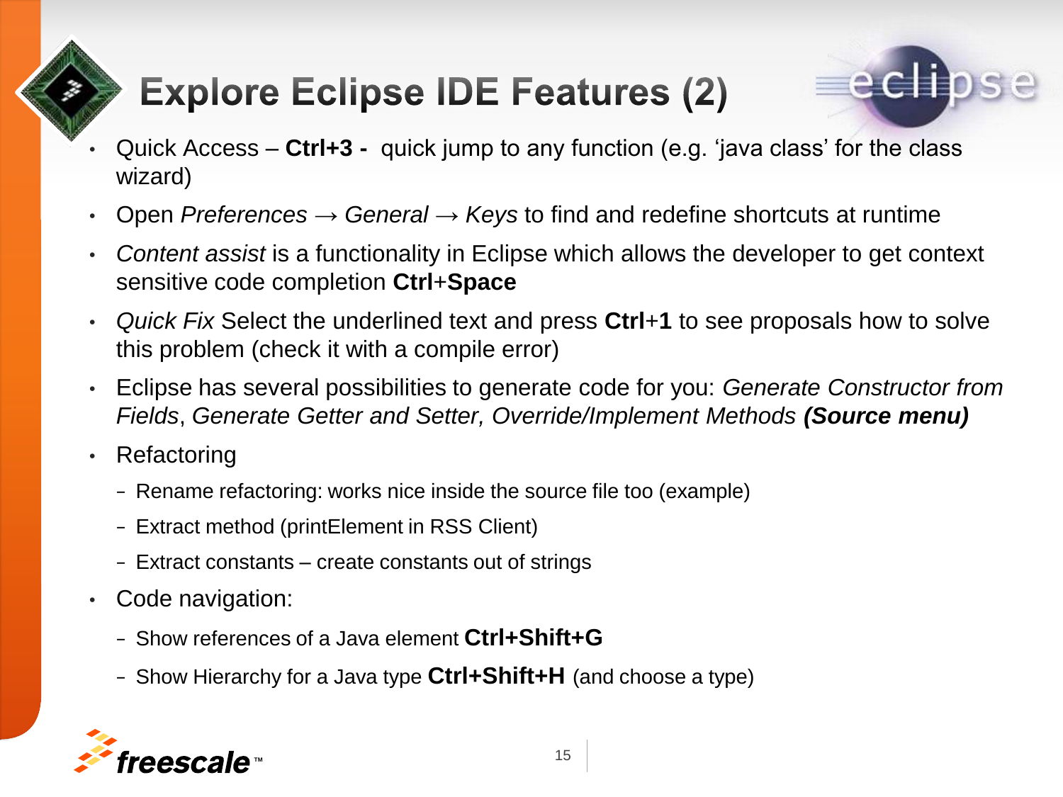# Explore Eclipse IDE Features (2)

- Quick Access – **Ctrl+3 -** quick jump to any function (e.g. 'java class' for the class wizard)
- Open *Preferences → General → Keys* to find and redefine shortcuts at runtime
- *Content assist* is a functionality in Eclipse which allows the developer to get context sensitive code completion **Ctrl**+**Space**
- *Quick Fix* Select the underlined text and press **Ctrl**+**1** to see proposals how to solve this problem (check it with a compile error)
- Eclipse has several possibilities to generate code for you: *Generate Constructor from Fields*, *Generate Getter and Setter, Override/Implement Methods* ***(Source menu)***
- Refactoring
  - Rename refactoring: works nice inside the source file too (example)
  - Extract method (printElement in RSS Client)
  - Extract constants – create constants out of strings
- Code navigation:
  - Show references of a Java element **Ctrl+Shift+G**
  - Show Hierarchy for a Java type **Ctrl+Shift+H** (and choose a type)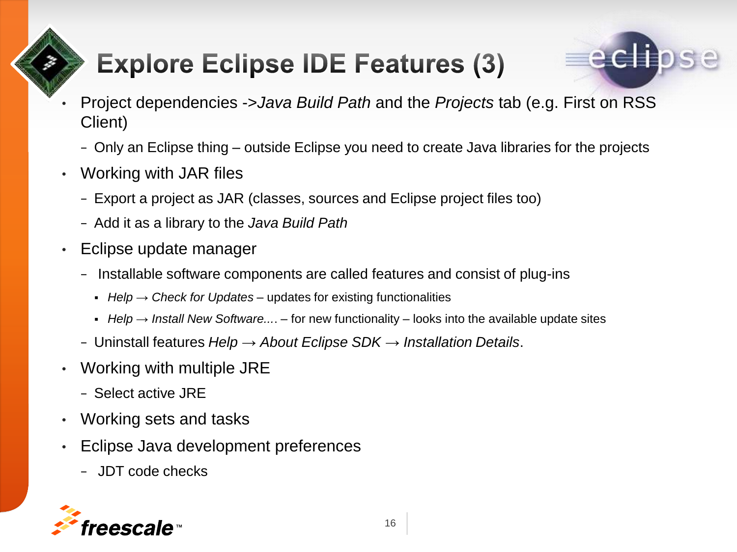# Explore Eclipse IDE Features (3)

- Project dependencies ->*Java Build Path* and the *Projects* tab (e.g. First on RSS Client)
  - Only an Eclipse thing – outside Eclipse you need to create Java libraries for the projects
- Working with JAR files
  - Export a project as JAR (classes, sources and Eclipse project files too)
  - Add it as a library to the *Java Build Path*
- Eclipse update manager
  - Installable software components are called features and consist of plug-ins
    - *Help → Check for Updates* – updates for existing functionalities
    - *Help → Install New Software....* – for new functionality – looks into the available update sites
  - Uninstall features *Help → About Eclipse SDK → Installation Details*.
- Working with multiple JRE
  - Select active JRE
- Working sets and tasks
- Eclipse Java development preferences
  - JDT code checks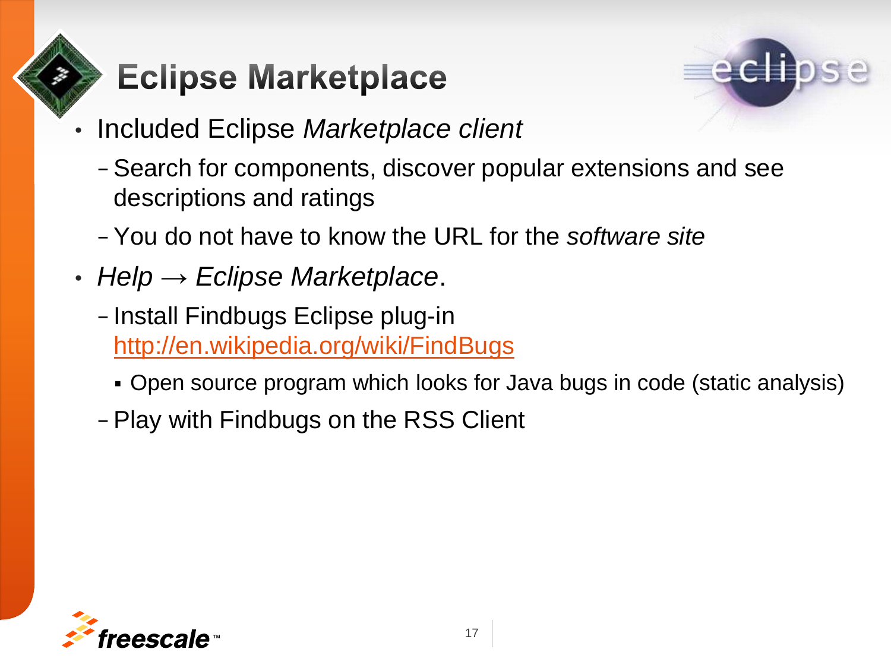# Eclipse Marketplace

- Included Eclipse *Marketplace client*
  - Search for components, discover popular extensions and see descriptions and ratings
  - You do not have to know the URL for the *software site*
- *Help → Eclipse Marketplace*.
  - Install Findbugs Eclipse plug-in http://en.wikipedia.org/wiki/FindBugs
    - Open source program which looks for Java bugs in code (static analysis)
  - Play with Findbugs on the RSS Client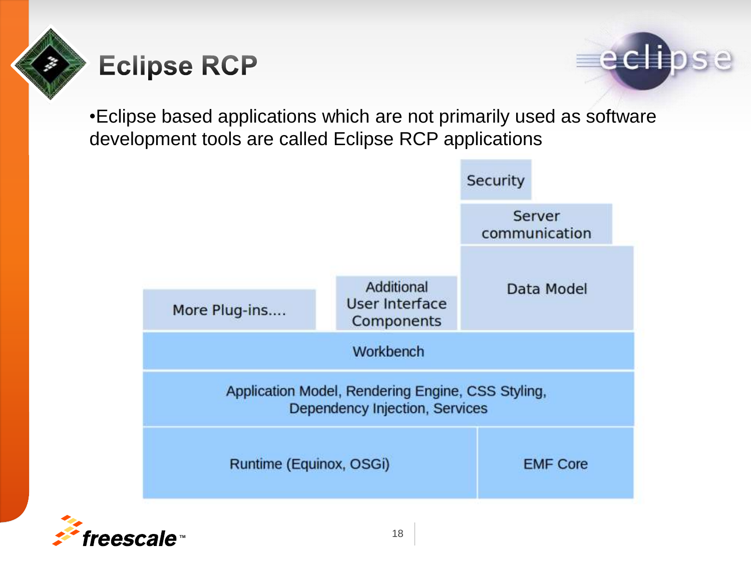# Eclipse RCP

- Eclipse based applications which are not primarily used as software development tools are called Eclipse RCP applications

Security

Server communication

More Plug-ins....

Additional User Interface Components

Data Model

Workbench

Application Model, Rendering Engine, CSS Styling, Dependency Injection, Services

Runtime (Equinox, OSGi)

EMF Core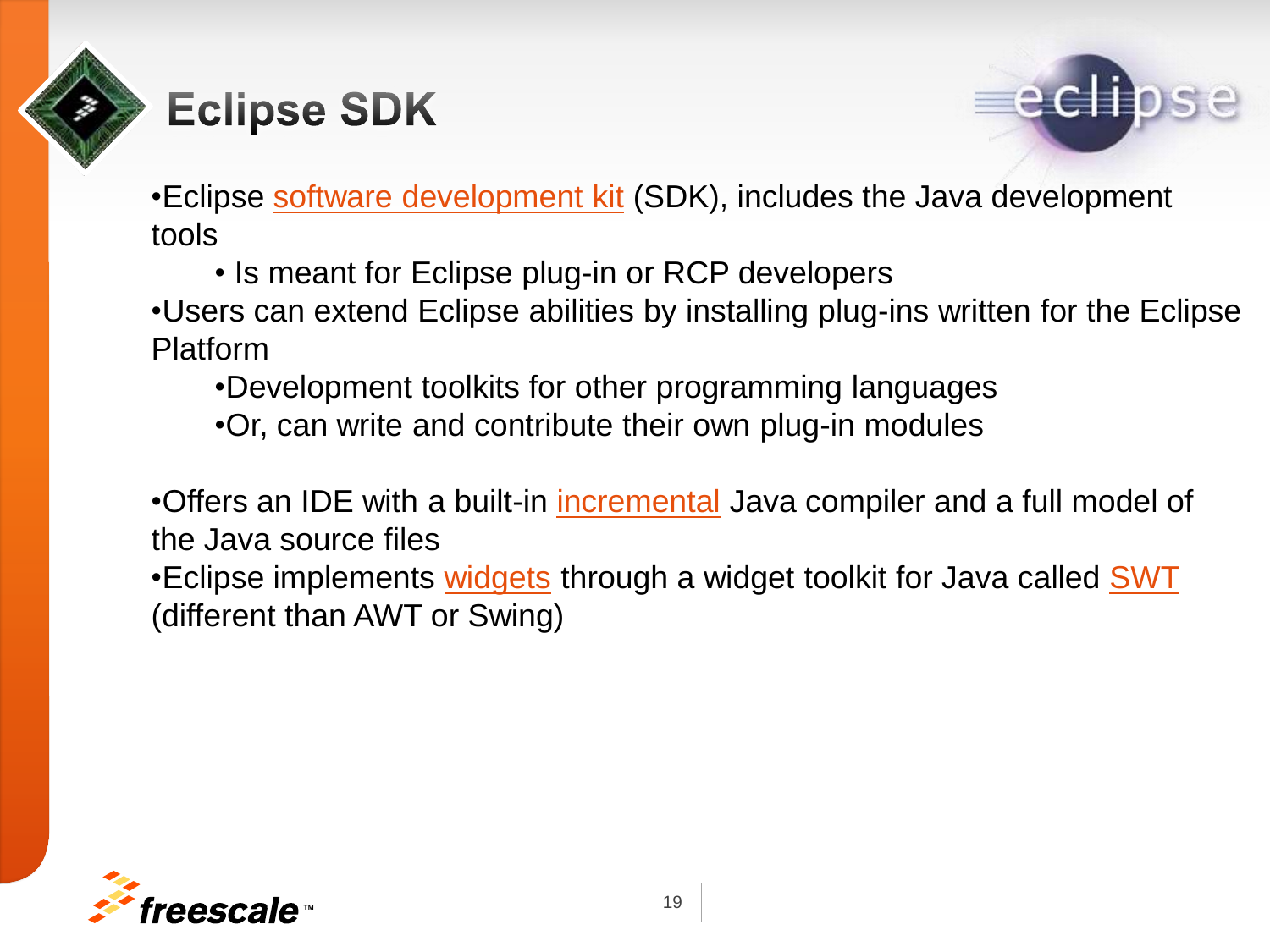# Eclipse SDK

- Eclipse software development kit (SDK), includes the Java development tools
  - Is meant for Eclipse plug-in or RCP developers
- Users can extend Eclipse abilities by installing plug-ins written for the Eclipse Platform
  - Development toolkits for other programming languages
  - Or, can write and contribute their own plug-in modules

- Offers an IDE with a built-in incremental Java compiler and a full model of the Java source files
- Eclipse implements widgets through a widget toolkit for Java called SWT (different than AWT or Swing)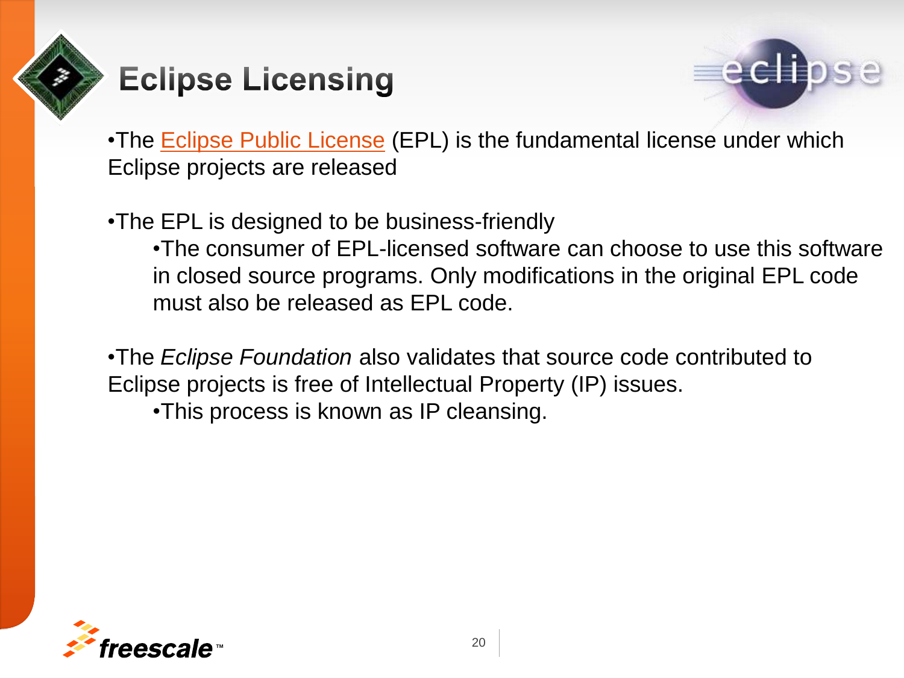# Eclipse Licensing

- The Eclipse Public License (EPL) is the fundamental license under which Eclipse projects are released

- The EPL is designed to be business-friendly
  - The consumer of EPL-licensed software can choose to use this software in closed source programs. Only modifications in the original EPL code must also be released as EPL code.

- The *Eclipse Foundation* also validates that source code contributed to Eclipse projects is free of Intellectual Property (IP) issues.
  - This process is known as IP cleansing.